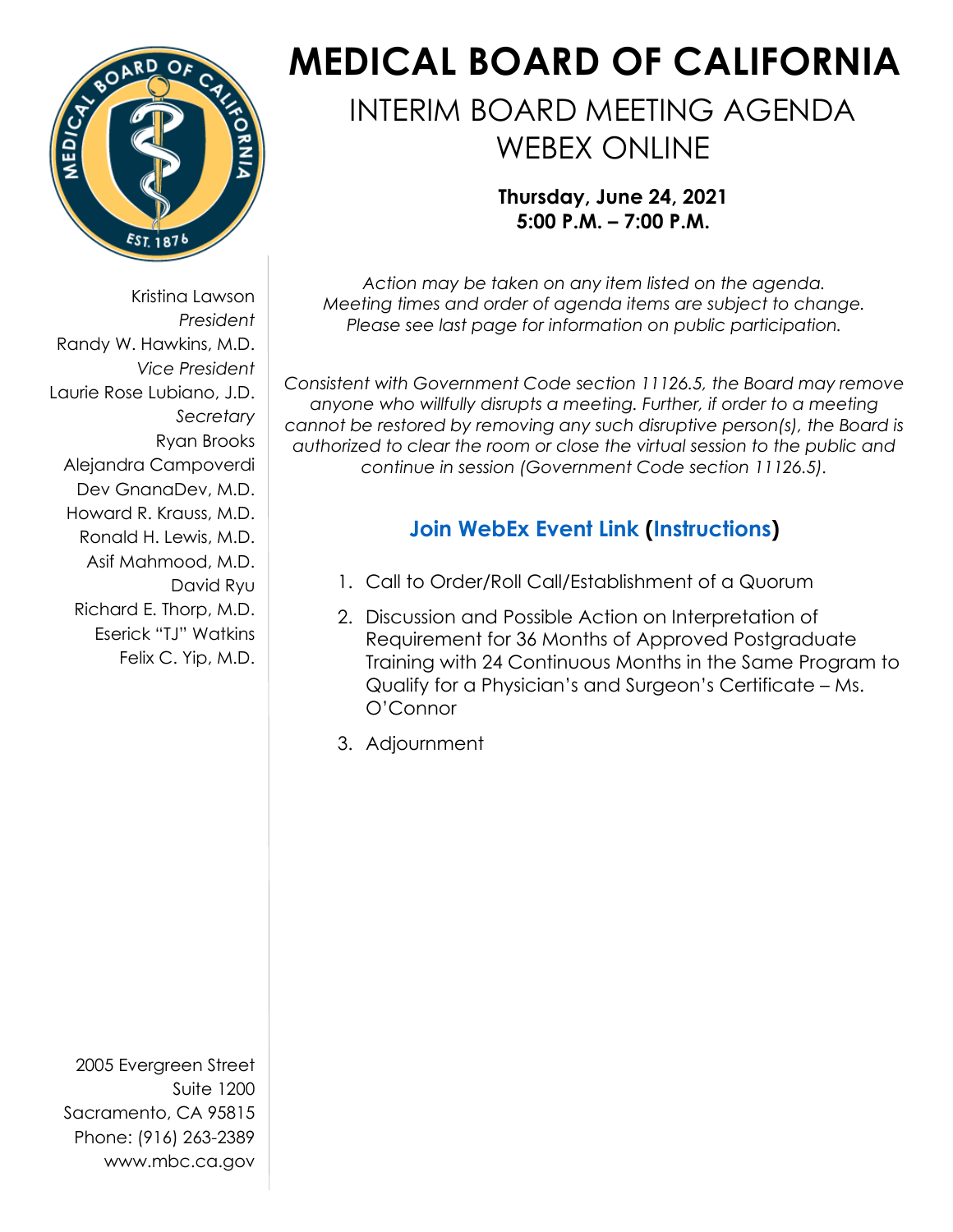# MEDICAL BOARD OF CALIFORNIA

## INTERIM BOARD MEETING AGENDA WEBEX ONLINE

**Thursday, June 24, 2021**
**5:00 P.M. – 7:00 P.M.**

Kristina Lawson
*President*
Randy W. Hawkins, M.D.
*Vice President*
Laurie Rose Lubiano, J.D.
*Secretary*
Ryan Brooks
Alejandra Campoverdi
Dev GnanaDev, M.D.
Howard R. Krauss, M.D.
Ronald H. Lewis, M.D.
Asif Mahmood, M.D.
David Ryu
Richard E. Thorp, M.D.
Eserick "TJ" Watkins
Felix C. Yip, M.D.

*Action may be taken on any item listed on the agenda. Meeting times and order of agenda items are subject to change. Please see last page for information on public participation.*

*Consistent with Government Code section 11126.5, the Board may remove anyone who willfully disrupts a meeting. Further, if order to a meeting cannot be restored by removing any such disruptive person(s), the Board is authorized to clear the room or close the virtual session to the public and continue in session (Government Code section 11126.5).*

### Join WebEx Event Link (Instructions)

1. Call to Order/Roll Call/Establishment of a Quorum
2. Discussion and Possible Action on Interpretation of Requirement for 36 Months of Approved Postgraduate Training with 24 Continuous Months in the Same Program to Qualify for a Physician's and Surgeon's Certificate – Ms. O'Connor
3. Adjournment

2005 Evergreen Street
Suite 1200
Sacramento, CA 95815
Phone: (916) 263-2389
www.mbc.ca.gov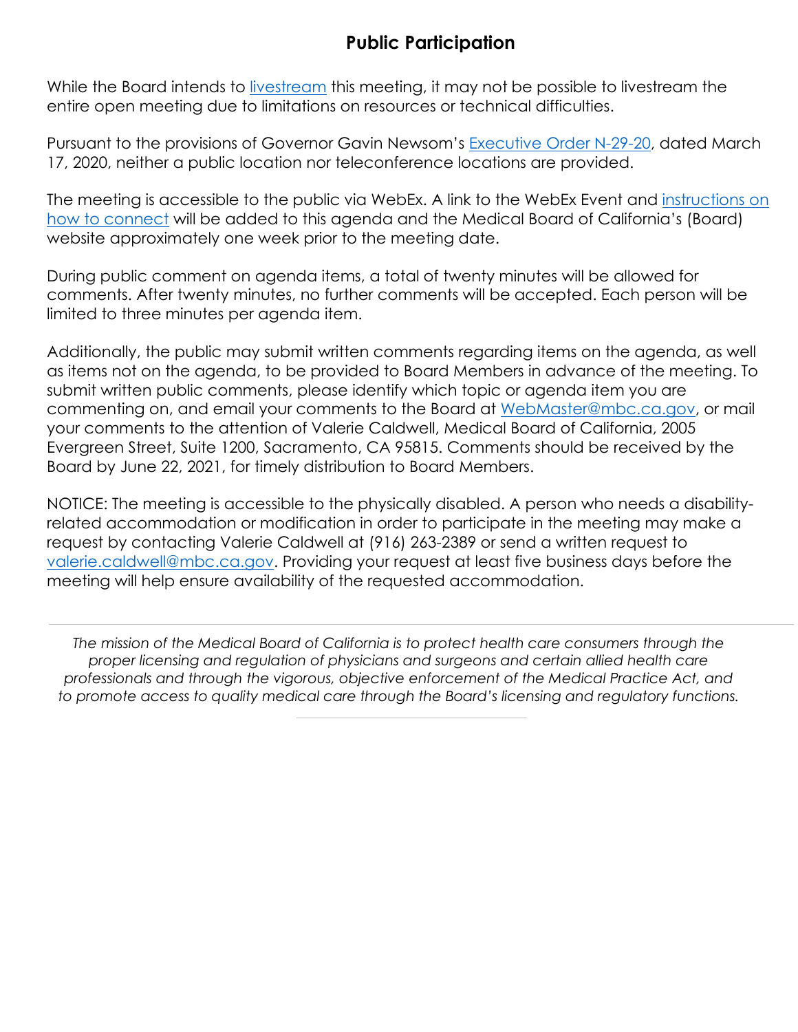## Public Participation

While the Board intends to livestream this meeting, it may not be possible to livestream the entire open meeting due to limitations on resources or technical difficulties.

Pursuant to the provisions of Governor Gavin Newsom's Executive Order N-29-20, dated March 17, 2020, neither a public location nor teleconference locations are provided.

The meeting is accessible to the public via WebEx. A link to the WebEx Event and instructions on how to connect will be added to this agenda and the Medical Board of California's (Board) website approximately one week prior to the meeting date.

During public comment on agenda items, a total of twenty minutes will be allowed for comments. After twenty minutes, no further comments will be accepted. Each person will be limited to three minutes per agenda item.

Additionally, the public may submit written comments regarding items on the agenda, as well as items not on the agenda, to be provided to Board Members in advance of the meeting. To submit written public comments, please identify which topic or agenda item you are commenting on, and email your comments to the Board at WebMaster@mbc.ca.gov, or mail your comments to the attention of Valerie Caldwell, Medical Board of California, 2005 Evergreen Street, Suite 1200, Sacramento, CA 95815. Comments should be received by the Board by June 22, 2021, for timely distribution to Board Members.

NOTICE: The meeting is accessible to the physically disabled. A person who needs a disability-related accommodation or modification in order to participate in the meeting may make a request by contacting Valerie Caldwell at (916) 263-2389 or send a written request to valerie.caldwell@mbc.ca.gov. Providing your request at least five business days before the meeting will help ensure availability of the requested accommodation.

---

*The mission of the Medical Board of California is to protect health care consumers through the proper licensing and regulation of physicians and surgeons and certain allied health care professionals and through the vigorous, objective enforcement of the Medical Practice Act, and to promote access to quality medical care through the Board's licensing and regulatory functions.*